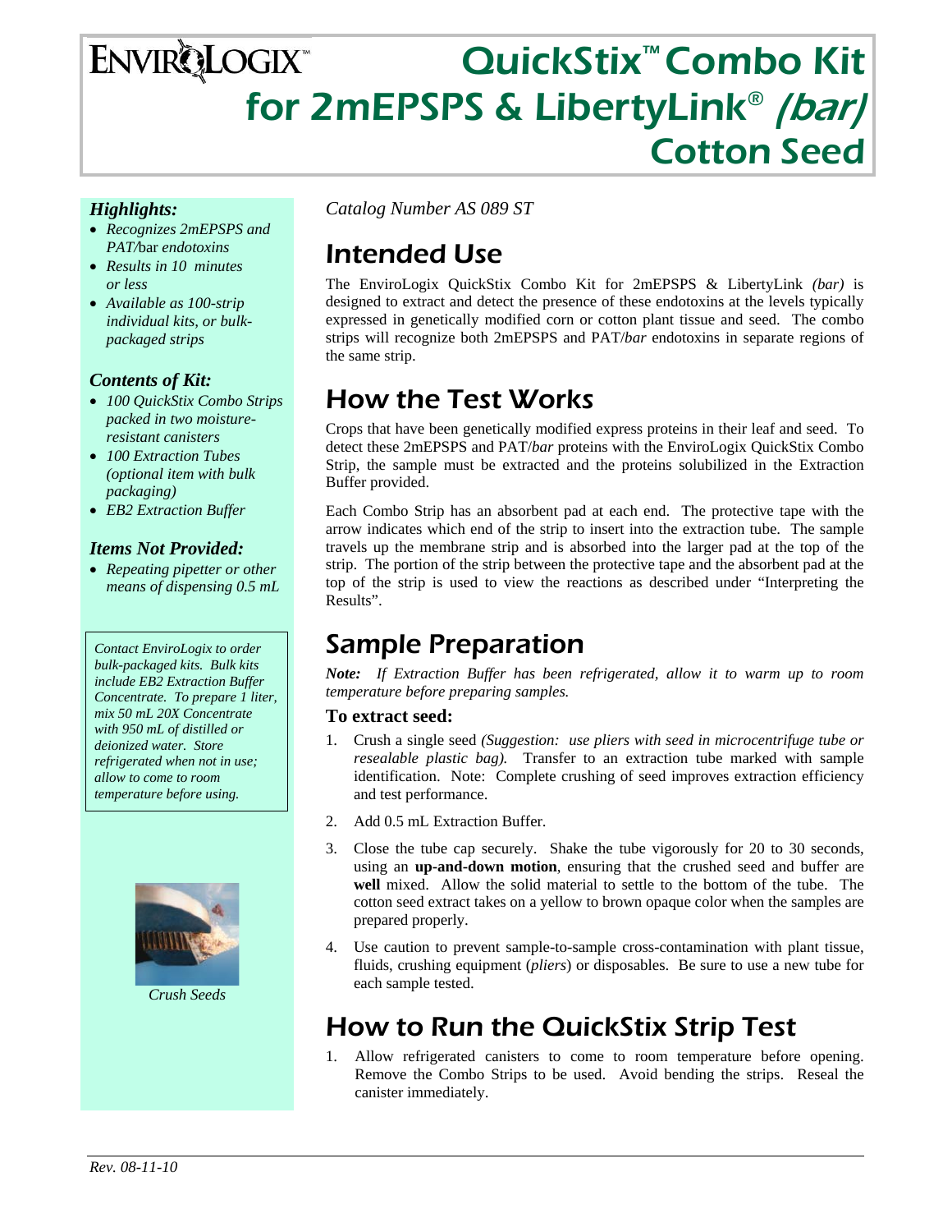# EnviroLogix QuickStix™ Combo Kit for 2mEPSPS & LibertyLink® *(bar)* Cotton Seed

*Catalog Number AS 089 ST*

## Intended Use

The EnviroLogix QuickStix Combo Kit for 2mEPSPS & LibertyLink *(bar)* is designed to extract and detect the presence of these endotoxins at the levels typically expressed in genetically modified corn or cotton plant tissue and seed. The combo strips will recognize both 2mEPSPS and PAT/*bar* endotoxins in separate regions of the same strip.

## How the Test Works

Crops that have been genetically modified express proteins in their leaf and seed. To detect these 2mEPSPS and PAT/*bar* proteins with the EnviroLogix QuickStix Combo Strip, the sample must be extracted and the proteins solubilized in the Extraction Buffer provided.

Each Combo Strip has an absorbent pad at each end. The protective tape with the arrow indicates which end of the strip to insert into the extraction tube. The sample travels up the membrane strip and is absorbed into the larger pad at the top of the strip. The portion of the strip between the protective tape and the absorbent pad at the top of the strip is used to view the reactions as described under "Interpreting the Results".

## Sample Preparation

***Note:*** *If Extraction Buffer has been refrigerated, allow it to warm up to room temperature before preparing samples.*

### To extract seed:

1. Crush a single seed *(Suggestion: use pliers with seed in microcentrifuge tube or resealable plastic bag).* Transfer to an extraction tube marked with sample identification. Note: Complete crushing of seed improves extraction efficiency and test performance.
2. Add 0.5 mL Extraction Buffer.
3. Close the tube cap securely. Shake the tube vigorously for 20 to 30 seconds, using an **up-and-down motion**, ensuring that the crushed seed and buffer are **well** mixed. Allow the solid material to settle to the bottom of the tube. The cotton seed extract takes on a yellow to brown opaque color when the samples are prepared properly.
4. Use caution to prevent sample-to-sample cross-contamination with plant tissue, fluids, crushing equipment (*pliers*) or disposables. Be sure to use a new tube for each sample tested.

## How to Run the QuickStix Strip Test

1. Allow refrigerated canisters to come to room temperature before opening. Remove the Combo Strips to be used. Avoid bending the strips. Reseal the canister immediately.

### *Highlights:*

- *Recognizes 2mEPSPS and PAT/*bar *endotoxins*
- *Results in 10 minutes or less*
- *Available as 100-strip individual kits, or bulk-packaged strips*

### *Contents of Kit:*

- *100 QuickStix Combo Strips packed in two moisture-resistant canisters*
- *100 Extraction Tubes (optional item with bulk packaging)*
- *EB2 Extraction Buffer*

### *Items Not Provided:*

- *Repeating pipetter or other means of dispensing 0.5 mL*

*Contact EnviroLogix to order bulk-packaged kits. Bulk kits include EB2 Extraction Buffer Concentrate. To prepare 1 liter, mix 50 mL 20X Concentrate with 950 mL of distilled or deionized water. Store refrigerated when not in use; allow to come to room temperature before using.*

*Crush Seeds*

*Rev. 08-11-10*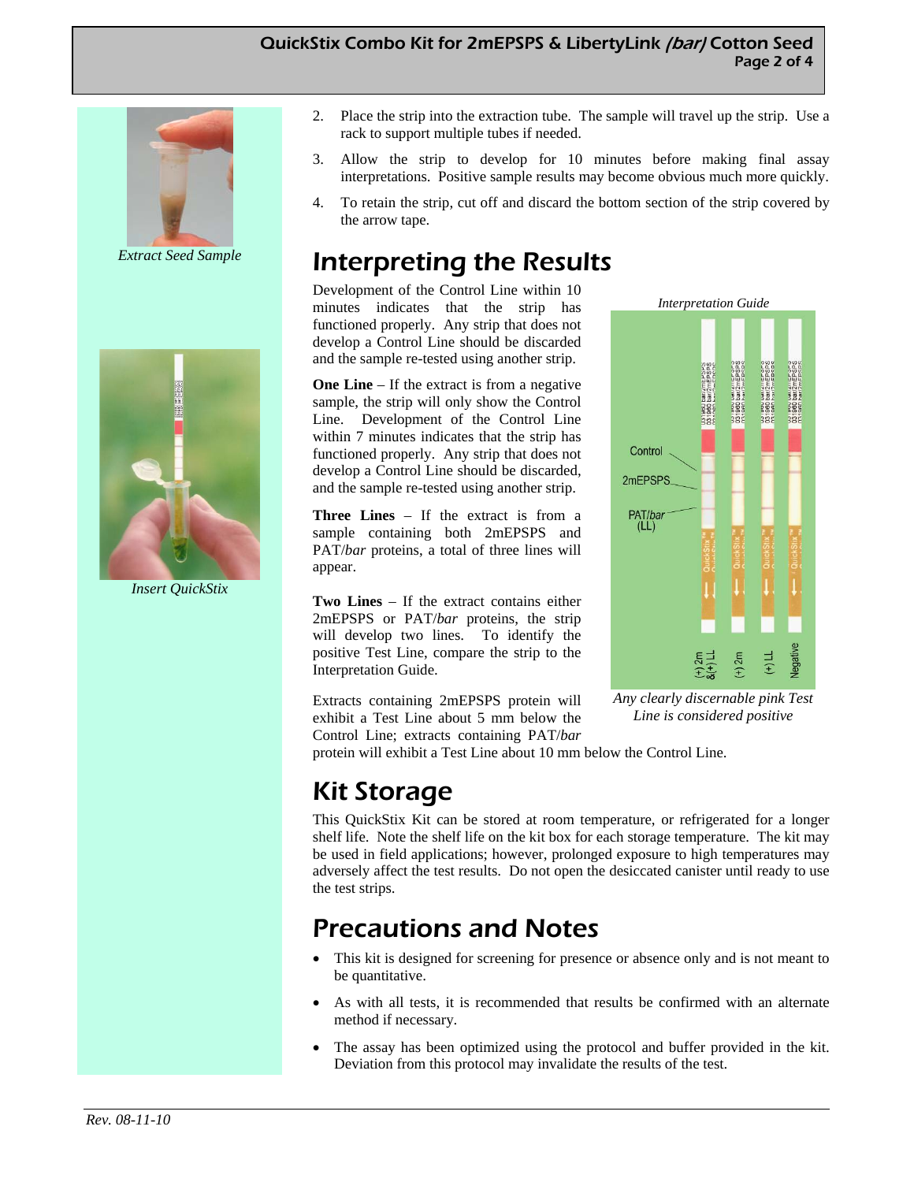*Extract Seed Sample*

*Insert QuickStix*

2. Place the strip into the extraction tube. The sample will travel up the strip. Use a rack to support multiple tubes if needed.
3. Allow the strip to develop for 10 minutes before making final assay interpretations. Positive sample results may become obvious much more quickly.
4. To retain the strip, cut off and discard the bottom section of the strip covered by the arrow tape.

## Interpreting the Results

Development of the Control Line within 10 minutes indicates that the strip has functioned properly. Any strip that does not develop a Control Line should be discarded and the sample re-tested using another strip.

**One Line** – If the extract is from a negative sample, the strip will only show the Control Line. Development of the Control Line within 7 minutes indicates that the strip has functioned properly. Any strip that does not develop a Control Line should be discarded, and the sample re-tested using another strip.

**Three Lines** – If the extract is from a sample containing both 2mEPSPS and PAT/*bar* proteins, a total of three lines will appear.

**Two Lines** – If the extract contains either 2mEPSPS or PAT/*bar* proteins, the strip will develop two lines. To identify the positive Test Line, compare the strip to the Interpretation Guide.

*Interpretation Guide*

*Any clearly discernable pink Test Line is considered positive*

Extracts containing 2mEPSPS protein will exhibit a Test Line about 5 mm below the Control Line; extracts containing PAT/*bar* protein will exhibit a Test Line about 10 mm below the Control Line.

## Kit Storage

This QuickStix Kit can be stored at room temperature, or refrigerated for a longer shelf life. Note the shelf life on the kit box for each storage temperature. The kit may be used in field applications; however, prolonged exposure to high temperatures may adversely affect the test results. Do not open the desiccated canister until ready to use the test strips.

## Precautions and Notes

- This kit is designed for screening for presence or absence only and is not meant to be quantitative.
- As with all tests, it is recommended that results be confirmed with an alternate method if necessary.
- The assay has been optimized using the protocol and buffer provided in the kit. Deviation from this protocol may invalidate the results of the test.

*Rev. 08-11-10*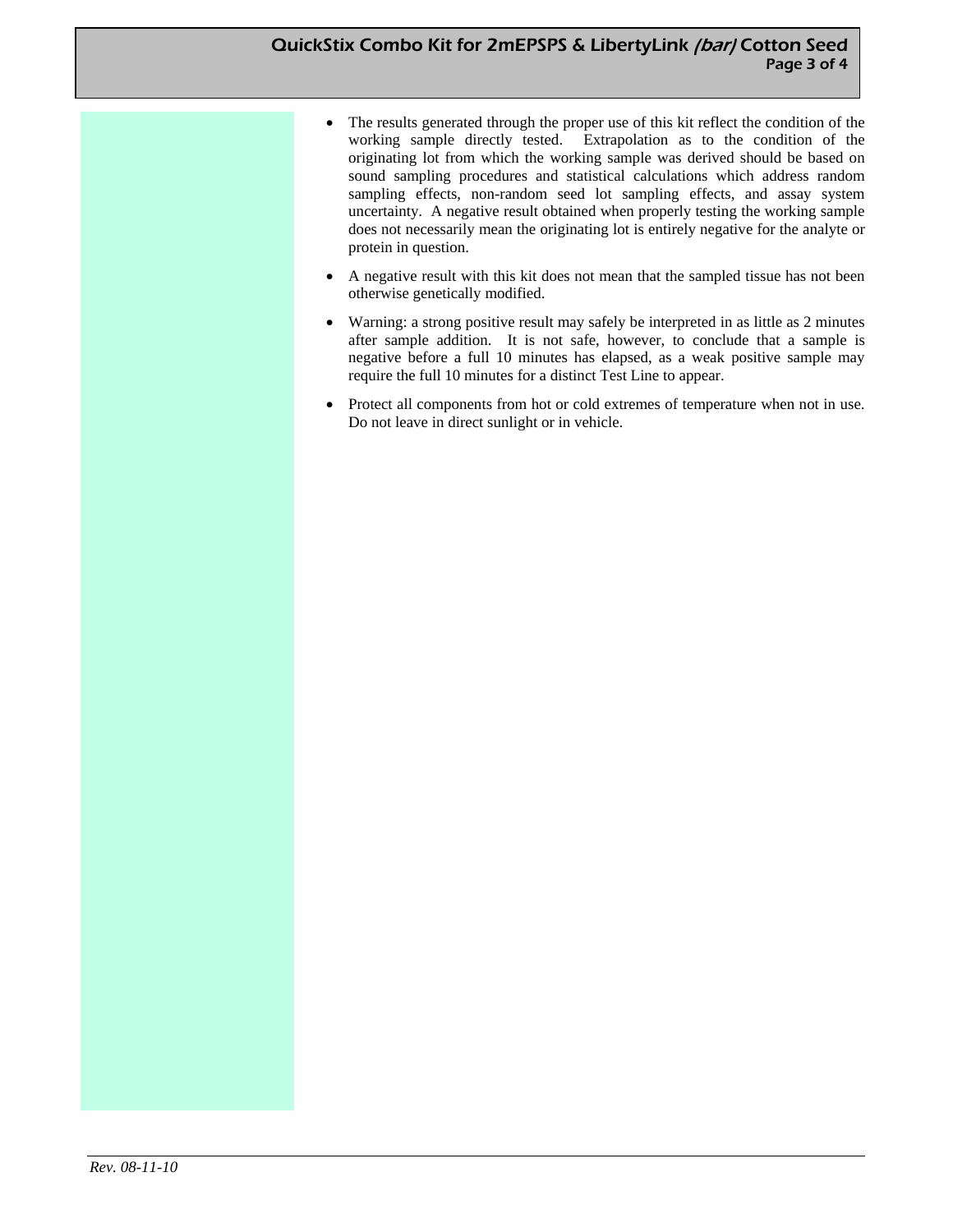- The results generated through the proper use of this kit reflect the condition of the working sample directly tested. Extrapolation as to the condition of the originating lot from which the working sample was derived should be based on sound sampling procedures and statistical calculations which address random sampling effects, non-random seed lot sampling effects, and assay system uncertainty. A negative result obtained when properly testing the working sample does not necessarily mean the originating lot is entirely negative for the analyte or protein in question.
- A negative result with this kit does not mean that the sampled tissue has not been otherwise genetically modified.
- Warning: a strong positive result may safely be interpreted in as little as 2 minutes after sample addition. It is not safe, however, to conclude that a sample is negative before a full 10 minutes has elapsed, as a weak positive sample may require the full 10 minutes for a distinct Test Line to appear.
- Protect all components from hot or cold extremes of temperature when not in use. Do not leave in direct sunlight or in vehicle.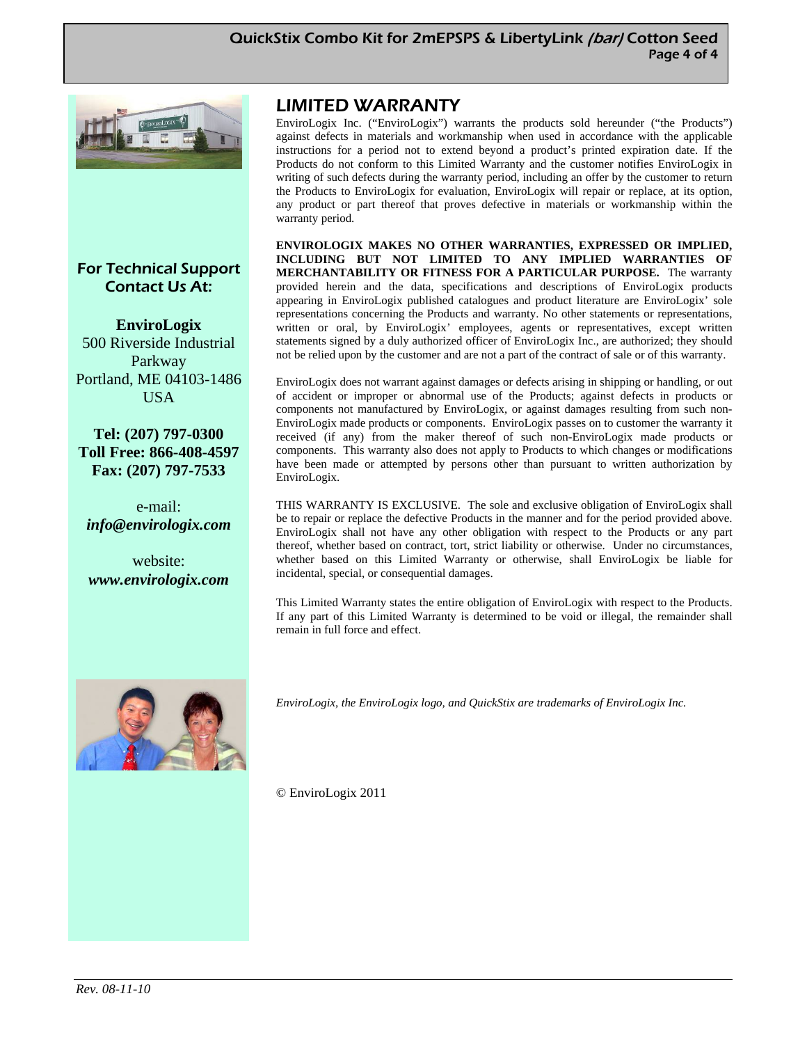## For Technical Support Contact Us At:

**EnviroLogix**
500 Riverside Industrial Parkway
Portland, ME 04103-1486
USA

**Tel: (207) 797-0300**
**Toll Free: 866-408-4597**
**Fax: (207) 797-7533**

e-mail:
***info@envirologix.com***

website:
***www.envirologix.com***

# LIMITED WARRANTY

EnviroLogix Inc. ("EnviroLogix") warrants the products sold hereunder ("the Products") against defects in materials and workmanship when used in accordance with the applicable instructions for a period not to extend beyond a product's printed expiration date. If the Products do not conform to this Limited Warranty and the customer notifies EnviroLogix in writing of such defects during the warranty period, including an offer by the customer to return the Products to EnviroLogix for evaluation, EnviroLogix will repair or replace, at its option, any product or part thereof that proves defective in materials or workmanship within the warranty period.

**ENVIROLOGIX MAKES NO OTHER WARRANTIES, EXPRESSED OR IMPLIED, INCLUDING BUT NOT LIMITED TO ANY IMPLIED WARRANTIES OF MERCHANTABILITY OR FITNESS FOR A PARTICULAR PURPOSE.** The warranty provided herein and the data, specifications and descriptions of EnviroLogix products appearing in EnviroLogix published catalogues and product literature are EnviroLogix' sole representations concerning the Products and warranty. No other statements or representations, written or oral, by EnviroLogix' employees, agents or representatives, except written statements signed by a duly authorized officer of EnviroLogix Inc., are authorized; they should not be relied upon by the customer and are not a part of the contract of sale or of this warranty.

EnviroLogix does not warrant against damages or defects arising in shipping or handling, or out of accident or improper or abnormal use of the Products; against defects in products or components not manufactured by EnviroLogix, or against damages resulting from such non-EnviroLogix made products or components. EnviroLogix passes on to customer the warranty it received (if any) from the maker thereof of such non-EnviroLogix made products or components. This warranty also does not apply to Products to which changes or modifications have been made or attempted by persons other than pursuant to written authorization by EnviroLogix.

THIS WARRANTY IS EXCLUSIVE. The sole and exclusive obligation of EnviroLogix shall be to repair or replace the defective Products in the manner and for the period provided above. EnviroLogix shall not have any other obligation with respect to the Products or any part thereof, whether based on contract, tort, strict liability or otherwise. Under no circumstances, whether based on this Limited Warranty or otherwise, shall EnviroLogix be liable for incidental, special, or consequential damages.

This Limited Warranty states the entire obligation of EnviroLogix with respect to the Products. If any part of this Limited Warranty is determined to be void or illegal, the remainder shall remain in full force and effect.

*EnviroLogix, the EnviroLogix logo, and QuickStix are trademarks of EnviroLogix Inc.*

© EnviroLogix 2011

*Rev. 08-11-10*